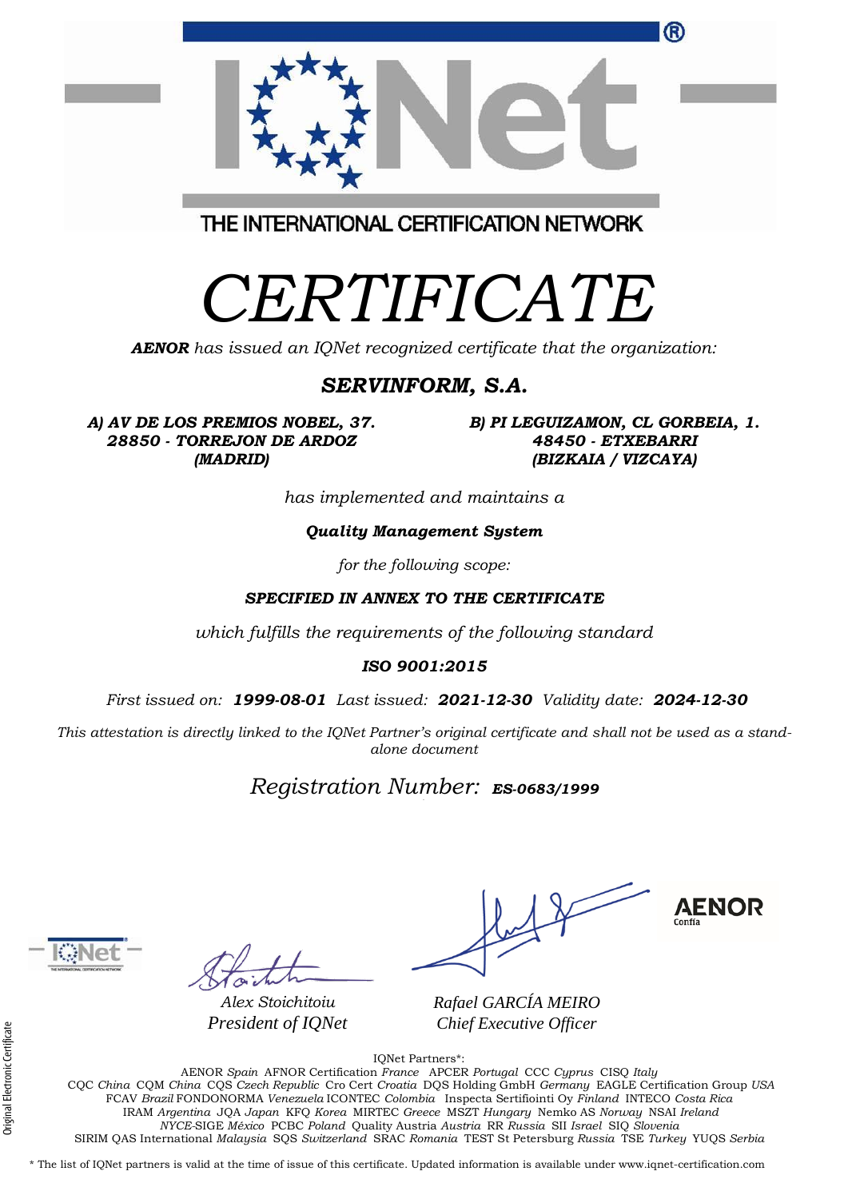THE INTERNATIONAL CERTIFICATION NETWORK

# CERTIFICATE

***AENOR*** *has issued an IQNet recognized certificate that the organization:*

## ***SERVINFORM, S.A.***

***A) AV DE LOS PREMIOS NOBEL, 37.***
***28850 - TORREJON DE ARDOZ***
***(MADRID)***

***B) PI LEGUIZAMON, CL GORBEIA, 1.***
***48450 - ETXEBARRI***
***(BIZKAIA / VIZCAYA)***

*has implemented and maintains a*

***Quality Management System***

*for the following scope:*

***SPECIFIED IN ANNEX TO THE CERTIFICATE***

*which fulfills the requirements of the following standard*

***ISO 9001:2015***

*First issued on:* ***1999-08-01*** *Last issued:* ***2021-12-30*** *Validity date:* ***2024-12-30***

*This attestation is directly linked to the IQNet Partner's original certificate and shall not be used as a stand-alone document*

*Registration Number:* ***ES-0683/1999***

*Alex Stoichitoiu*
*President of IQNet*

*Rafael GARCÍA MEIRO*
*Chief Executive Officer*

AENOR Confía

Original Electronic Certificate

IQNet Partners*:
AENOR *Spain* AFNOR Certification *France* APCER *Portugal* CCC *Cyprus* CISQ *Italy*
CQC *China* CQM *China* CQS *Czech Republic* Cro Cert *Croatia* DQS Holding GmbH *Germany* EAGLE Certification Group *USA*
FCAV *Brazil* FONDONORMA *Venezuela* ICONTEC *Colombia* Inspecta Sertifiointi Oy *Finland* INTECO *Costa Rica*
IRAM *Argentina* JQA *Japan* KFQ *Korea* MIRTEC *Greece* MSZT *Hungary* Nemko AS *Norway* NSAI *Ireland*
*NYCE*-SIGE *México* PCBC *Poland* Quality Austria *Austria* RR *Russia* SII *Israel* SIQ *Slovenia*
SIRIM QAS International *Malaysia* SQS *Switzerland* SRAC *Romania* TEST St Petersburg *Russia* TSE *Turkey* YUQS *Serbia*

\* The list of IQNet partners is valid at the time of issue of this certificate. Updated information is available under www.iqnet-certification.com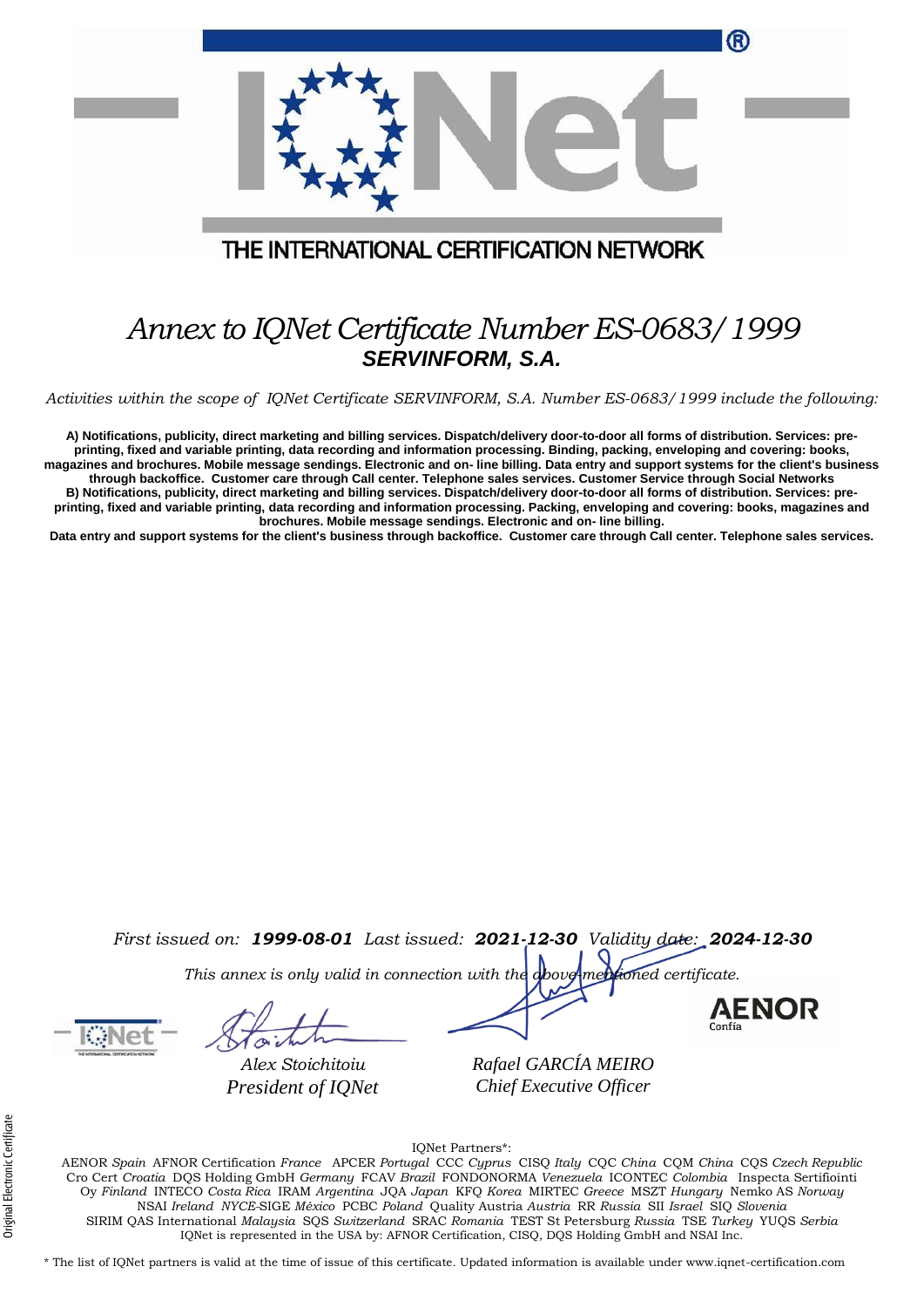THE INTERNATIONAL CERTIFICATION NETWORK

# *Annex to IQNet Certificate Number ES-0683/1999*

## **SERVINFORM, S.A.**

*Activities within the scope of IQNet Certificate SERVINFORM, S.A. Number ES-0683/1999 include the following:*

**A) Notifications, publicity, direct marketing and billing services. Dispatch/delivery door-to-door all forms of distribution. Services: pre-printing, fixed and variable printing, data recording and information processing. Binding, packing, enveloping and covering: books, magazines and brochures. Mobile message sendings. Electronic and on- line billing. Data entry and support systems for the client's business through backoffice. Customer care through Call center. Telephone sales services. Customer Service through Social Networks**
**B) Notifications, publicity, direct marketing and billing services. Dispatch/delivery door-to-door all forms of distribution. Services: pre-printing, fixed and variable printing, data recording and information processing. Packing, enveloping and covering: books, magazines and brochures. Mobile message sendings. Electronic and on- line billing.**
**Data entry and support systems for the client's business through backoffice. Customer care through Call center. Telephone sales services.**

*First issued on:* ***1999-08-01*** *Last issued:* ***2021-12-30*** *Validity date:* ***2024-12-30***

*This annex is only valid in connection with the above-mentioned certificate.*

*Alex Stoichitoiu*
*President of IQNet*

*Rafael GARCÍA MEIRO*
*Chief Executive Officer*

AENOR
Confía

IQNet Partners*:

AENOR *Spain* AFNOR Certification *France* APCER *Portugal* CCC *Cyprus* CISQ *Italy* CQC *China* CQM *China* CQS *Czech Republic* Cro Cert *Croatia* DQS Holding GmbH *Germany* FCAV *Brazil* FONDONORMA *Venezuela* ICONTEC *Colombia* Inspecta Sertifiointi Oy *Finland* INTECO *Costa Rica* IRAM *Argentina* JQA *Japan* KFQ *Korea* MIRTEC *Greece* MSZT *Hungary* Nemko AS *Norway* NSAI *Ireland* *NYCE*-SIGE *México* PCBC *Poland* Quality Austria *Austria* RR *Russia* SII *Israel* SIQ *Slovenia* SIRIM QAS International *Malaysia* SQS *Switzerland* SRAC *Romania* TEST St Petersburg *Russia* TSE *Turkey* YUQS *Serbia*
IQNet is represented in the USA by: AFNOR Certification, CISQ, DQS Holding GmbH and NSAI Inc.

\* The list of IQNet partners is valid at the time of issue of this certificate. Updated information is available under www.iqnet-certification.com

Original Electronic Certificate